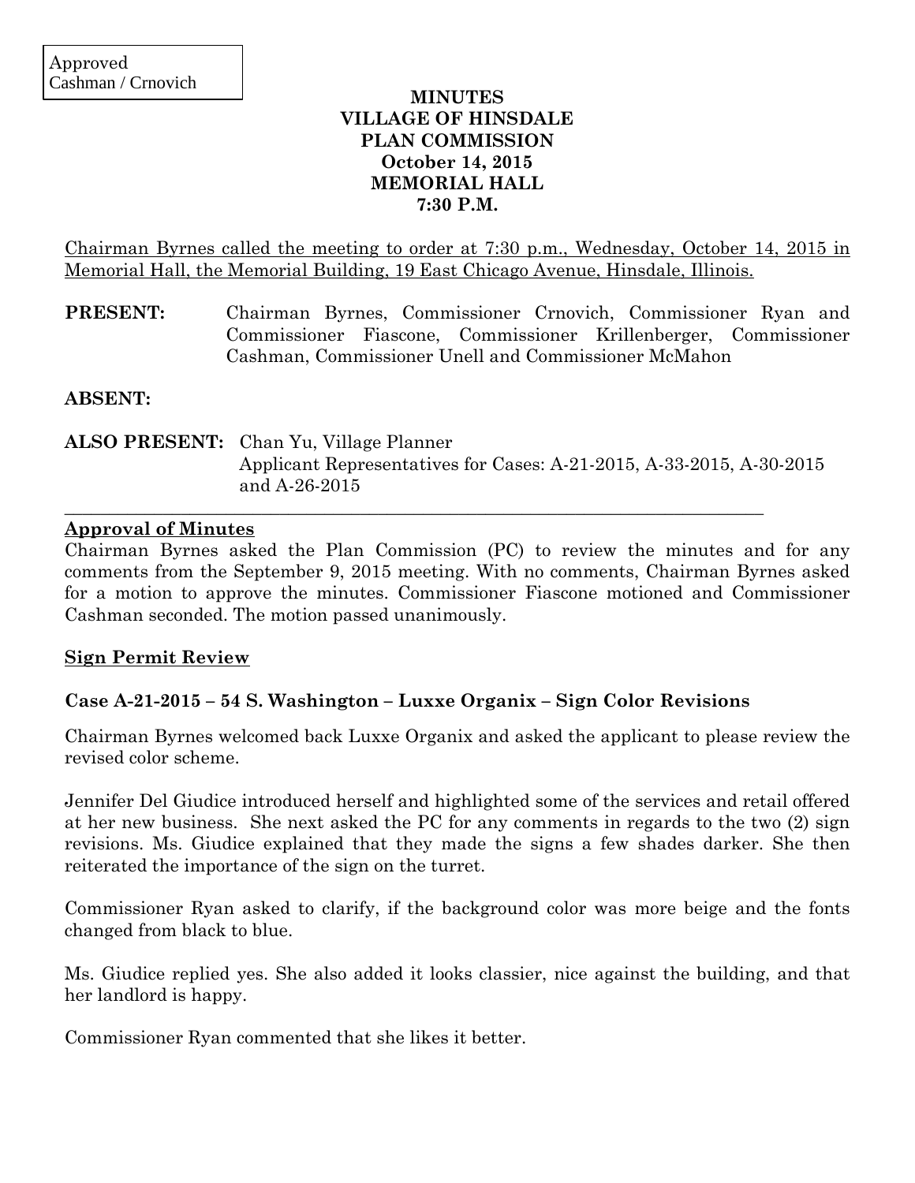Approved
Cashman / Crnovich

# MINUTES
# VILLAGE OF HINSDALE
# PLAN COMMISSION
# October 14, 2015
# MEMORIAL HALL
# 7:30 P.M.

Chairman Byrnes called the meeting to order at 7:30 p.m., Wednesday, October 14, 2015 in Memorial Hall, the Memorial Building, 19 East Chicago Avenue, Hinsdale, Illinois.

**PRESENT:** Chairman Byrnes, Commissioner Crnovich, Commissioner Ryan and Commissioner Fiascone, Commissioner Krillenberger, Commissioner Cashman, Commissioner Unell and Commissioner McMahon

**ABSENT:**

**ALSO PRESENT:** Chan Yu, Village Planner
Applicant Representatives for Cases: A-21-2015, A-33-2015, A-30-2015 and A-26-2015

---

## Approval of Minutes

Chairman Byrnes asked the Plan Commission (PC) to review the minutes and for any comments from the September 9, 2015 meeting. With no comments, Chairman Byrnes asked for a motion to approve the minutes. Commissioner Fiascone motioned and Commissioner Cashman seconded. The motion passed unanimously.

## Sign Permit Review

### Case A-21-2015 – 54 S. Washington – Luxxe Organix – Sign Color Revisions

Chairman Byrnes welcomed back Luxxe Organix and asked the applicant to please review the revised color scheme.

Jennifer Del Giudice introduced herself and highlighted some of the services and retail offered at her new business. She next asked the PC for any comments in regards to the two (2) sign revisions. Ms. Giudice explained that they made the signs a few shades darker. She then reiterated the importance of the sign on the turret.

Commissioner Ryan asked to clarify, if the background color was more beige and the fonts changed from black to blue.

Ms. Giudice replied yes. She also added it looks classier, nice against the building, and that her landlord is happy.

Commissioner Ryan commented that she likes it better.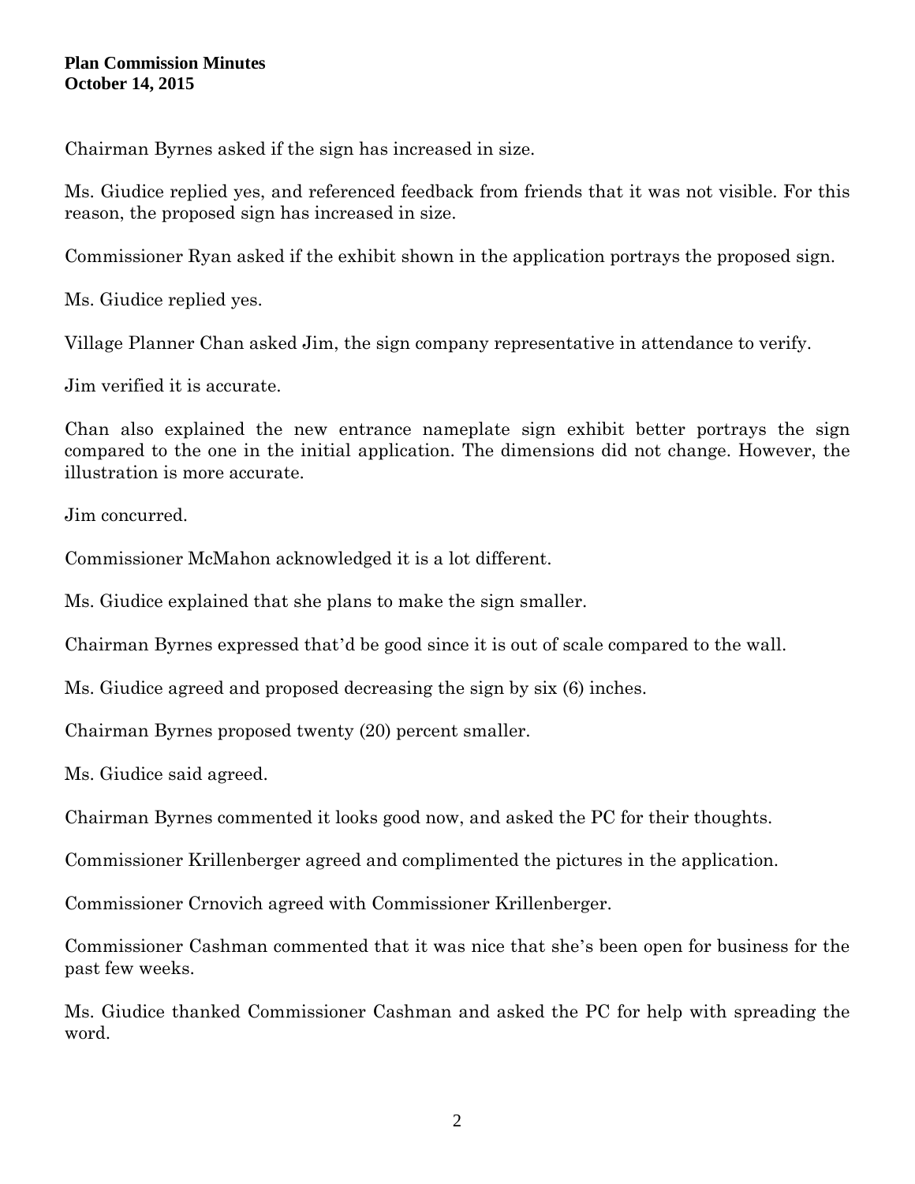Chairman Byrnes asked if the sign has increased in size.

Ms. Giudice replied yes, and referenced feedback from friends that it was not visible. For this reason, the proposed sign has increased in size.

Commissioner Ryan asked if the exhibit shown in the application portrays the proposed sign.

Ms. Giudice replied yes.

Village Planner Chan asked Jim, the sign company representative in attendance to verify.

Jim verified it is accurate.

Chan also explained the new entrance nameplate sign exhibit better portrays the sign compared to the one in the initial application. The dimensions did not change. However, the illustration is more accurate.

Jim concurred.

Commissioner McMahon acknowledged it is a lot different.

Ms. Giudice explained that she plans to make the sign smaller.

Chairman Byrnes expressed that'd be good since it is out of scale compared to the wall.

Ms. Giudice agreed and proposed decreasing the sign by six (6) inches.

Chairman Byrnes proposed twenty (20) percent smaller.

Ms. Giudice said agreed.

Chairman Byrnes commented it looks good now, and asked the PC for their thoughts.

Commissioner Krillenberger agreed and complimented the pictures in the application.

Commissioner Crnovich agreed with Commissioner Krillenberger.

Commissioner Cashman commented that it was nice that she's been open for business for the past few weeks.

Ms. Giudice thanked Commissioner Cashman and asked the PC for help with spreading the word.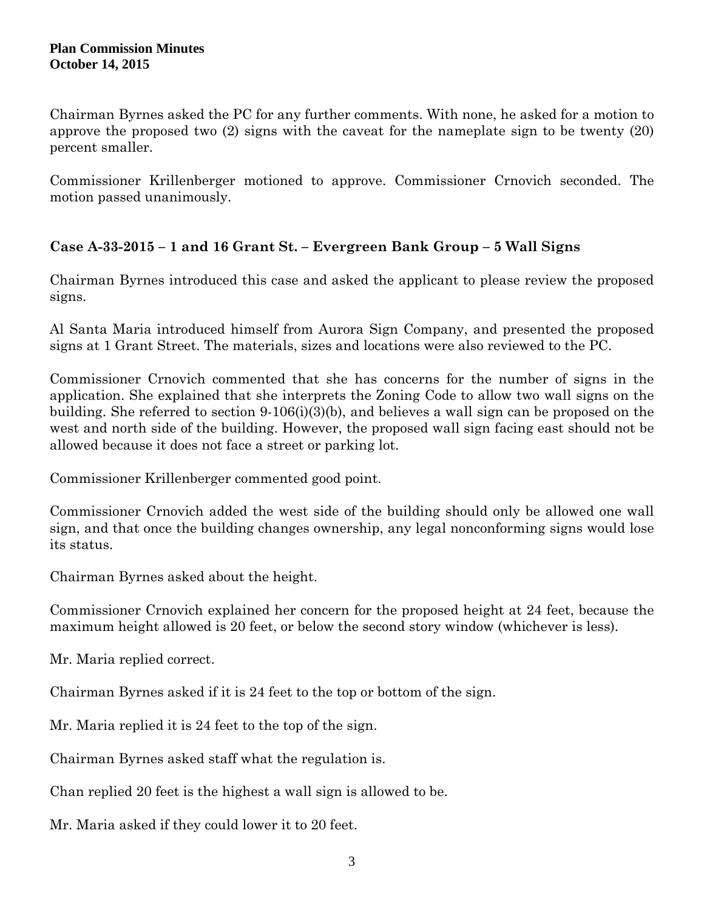Chairman Byrnes asked the PC for any further comments. With none, he asked for a motion to approve the proposed two (2) signs with the caveat for the nameplate sign to be twenty (20) percent smaller.

Commissioner Krillenberger motioned to approve. Commissioner Crnovich seconded. The motion passed unanimously.

### Case A-33-2015 – 1 and 16 Grant St. – Evergreen Bank Group – 5 Wall Signs

Chairman Byrnes introduced this case and asked the applicant to please review the proposed signs.

Al Santa Maria introduced himself from Aurora Sign Company, and presented the proposed signs at 1 Grant Street. The materials, sizes and locations were also reviewed to the PC.

Commissioner Crnovich commented that she has concerns for the number of signs in the application. She explained that she interprets the Zoning Code to allow two wall signs on the building. She referred to section 9-106(i)(3)(b), and believes a wall sign can be proposed on the west and north side of the building. However, the proposed wall sign facing east should not be allowed because it does not face a street or parking lot.

Commissioner Krillenberger commented good point.

Commissioner Crnovich added the west side of the building should only be allowed one wall sign, and that once the building changes ownership, any legal nonconforming signs would lose its status.

Chairman Byrnes asked about the height.

Commissioner Crnovich explained her concern for the proposed height at 24 feet, because the maximum height allowed is 20 feet, or below the second story window (whichever is less).

Mr. Maria replied correct.

Chairman Byrnes asked if it is 24 feet to the top or bottom of the sign.

Mr. Maria replied it is 24 feet to the top of the sign.

Chairman Byrnes asked staff what the regulation is.

Chan replied 20 feet is the highest a wall sign is allowed to be.

Mr. Maria asked if they could lower it to 20 feet.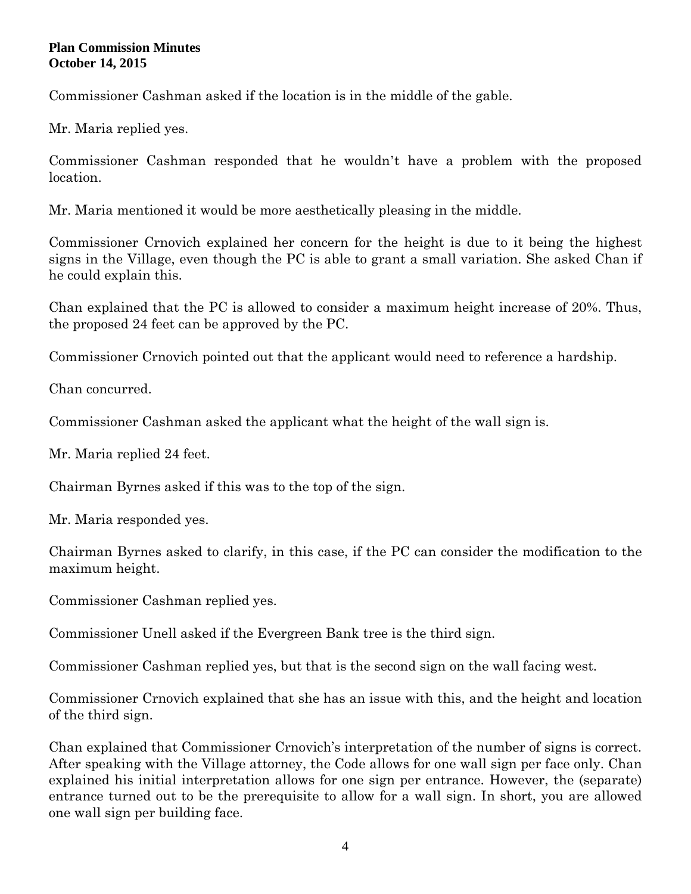Commissioner Cashman asked if the location is in the middle of the gable.

Mr. Maria replied yes.

Commissioner Cashman responded that he wouldn't have a problem with the proposed location.

Mr. Maria mentioned it would be more aesthetically pleasing in the middle.

Commissioner Crnovich explained her concern for the height is due to it being the highest signs in the Village, even though the PC is able to grant a small variation. She asked Chan if he could explain this.

Chan explained that the PC is allowed to consider a maximum height increase of 20%. Thus, the proposed 24 feet can be approved by the PC.

Commissioner Crnovich pointed out that the applicant would need to reference a hardship.

Chan concurred.

Commissioner Cashman asked the applicant what the height of the wall sign is.

Mr. Maria replied 24 feet.

Chairman Byrnes asked if this was to the top of the sign.

Mr. Maria responded yes.

Chairman Byrnes asked to clarify, in this case, if the PC can consider the modification to the maximum height.

Commissioner Cashman replied yes.

Commissioner Unell asked if the Evergreen Bank tree is the third sign.

Commissioner Cashman replied yes, but that is the second sign on the wall facing west.

Commissioner Crnovich explained that she has an issue with this, and the height and location of the third sign.

Chan explained that Commissioner Crnovich's interpretation of the number of signs is correct. After speaking with the Village attorney, the Code allows for one wall sign per face only. Chan explained his initial interpretation allows for one sign per entrance. However, the (separate) entrance turned out to be the prerequisite to allow for a wall sign. In short, you are allowed one wall sign per building face.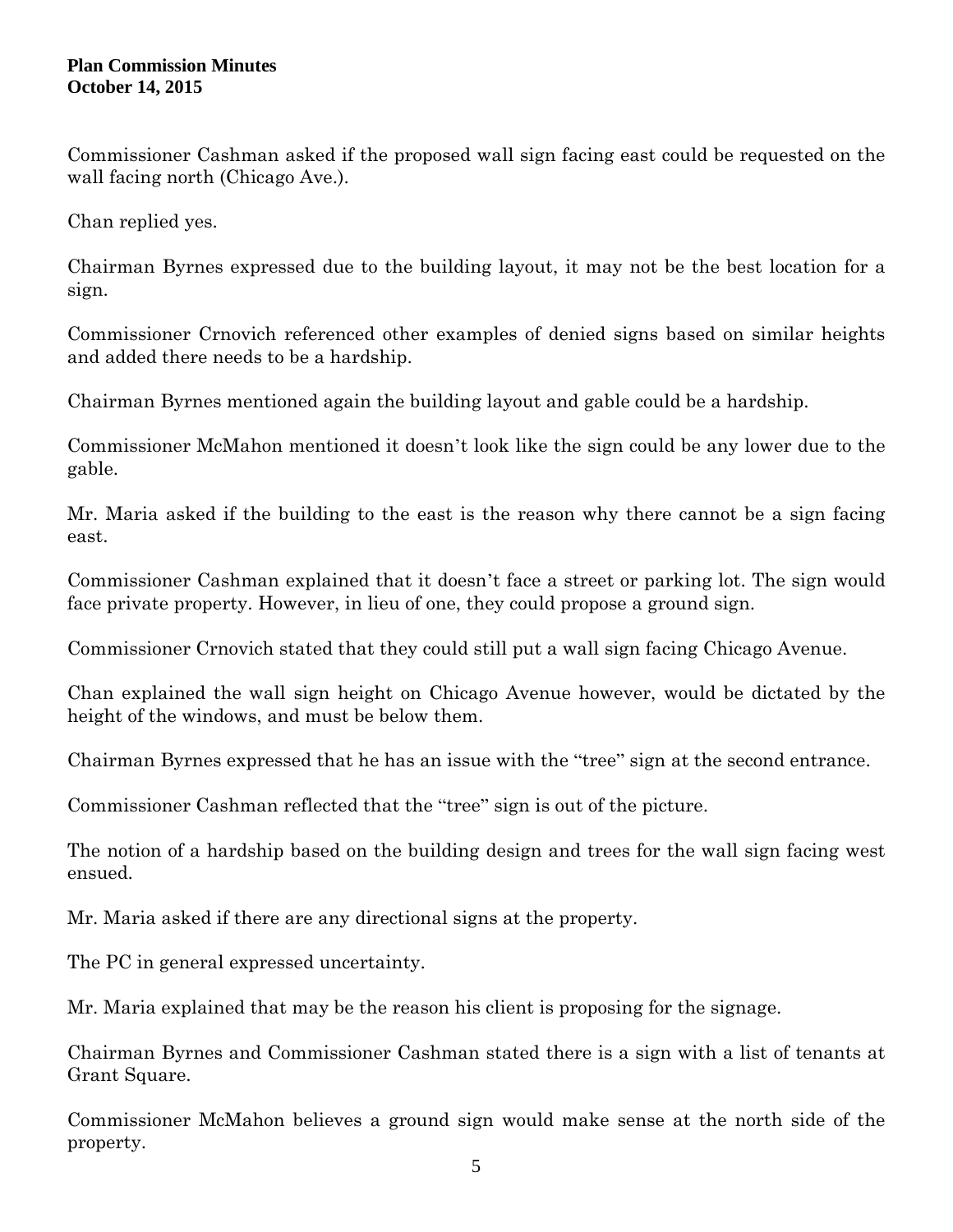Commissioner Cashman asked if the proposed wall sign facing east could be requested on the wall facing north (Chicago Ave.).

Chan replied yes.

Chairman Byrnes expressed due to the building layout, it may not be the best location for a sign.

Commissioner Crnovich referenced other examples of denied signs based on similar heights and added there needs to be a hardship.

Chairman Byrnes mentioned again the building layout and gable could be a hardship.

Commissioner McMahon mentioned it doesn't look like the sign could be any lower due to the gable.

Mr. Maria asked if the building to the east is the reason why there cannot be a sign facing east.

Commissioner Cashman explained that it doesn't face a street or parking lot. The sign would face private property. However, in lieu of one, they could propose a ground sign.

Commissioner Crnovich stated that they could still put a wall sign facing Chicago Avenue.

Chan explained the wall sign height on Chicago Avenue however, would be dictated by the height of the windows, and must be below them.

Chairman Byrnes expressed that he has an issue with the "tree" sign at the second entrance.

Commissioner Cashman reflected that the "tree" sign is out of the picture.

The notion of a hardship based on the building design and trees for the wall sign facing west ensued.

Mr. Maria asked if there are any directional signs at the property.

The PC in general expressed uncertainty.

Mr. Maria explained that may be the reason his client is proposing for the signage.

Chairman Byrnes and Commissioner Cashman stated there is a sign with a list of tenants at Grant Square.

Commissioner McMahon believes a ground sign would make sense at the north side of the property.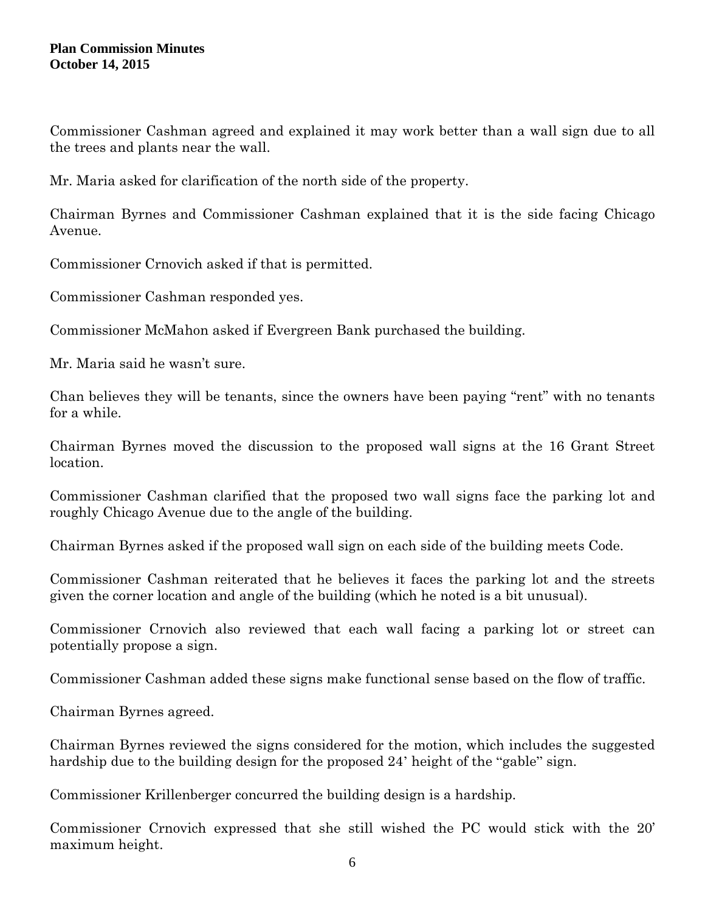Commissioner Cashman agreed and explained it may work better than a wall sign due to all the trees and plants near the wall.

Mr. Maria asked for clarification of the north side of the property.

Chairman Byrnes and Commissioner Cashman explained that it is the side facing Chicago Avenue.

Commissioner Crnovich asked if that is permitted.

Commissioner Cashman responded yes.

Commissioner McMahon asked if Evergreen Bank purchased the building.

Mr. Maria said he wasn't sure.

Chan believes they will be tenants, since the owners have been paying "rent" with no tenants for a while.

Chairman Byrnes moved the discussion to the proposed wall signs at the 16 Grant Street location.

Commissioner Cashman clarified that the proposed two wall signs face the parking lot and roughly Chicago Avenue due to the angle of the building.

Chairman Byrnes asked if the proposed wall sign on each side of the building meets Code.

Commissioner Cashman reiterated that he believes it faces the parking lot and the streets given the corner location and angle of the building (which he noted is a bit unusual).

Commissioner Crnovich also reviewed that each wall facing a parking lot or street can potentially propose a sign.

Commissioner Cashman added these signs make functional sense based on the flow of traffic.

Chairman Byrnes agreed.

Chairman Byrnes reviewed the signs considered for the motion, which includes the suggested hardship due to the building design for the proposed 24' height of the "gable" sign.

Commissioner Krillenberger concurred the building design is a hardship.

Commissioner Crnovich expressed that she still wished the PC would stick with the 20' maximum height.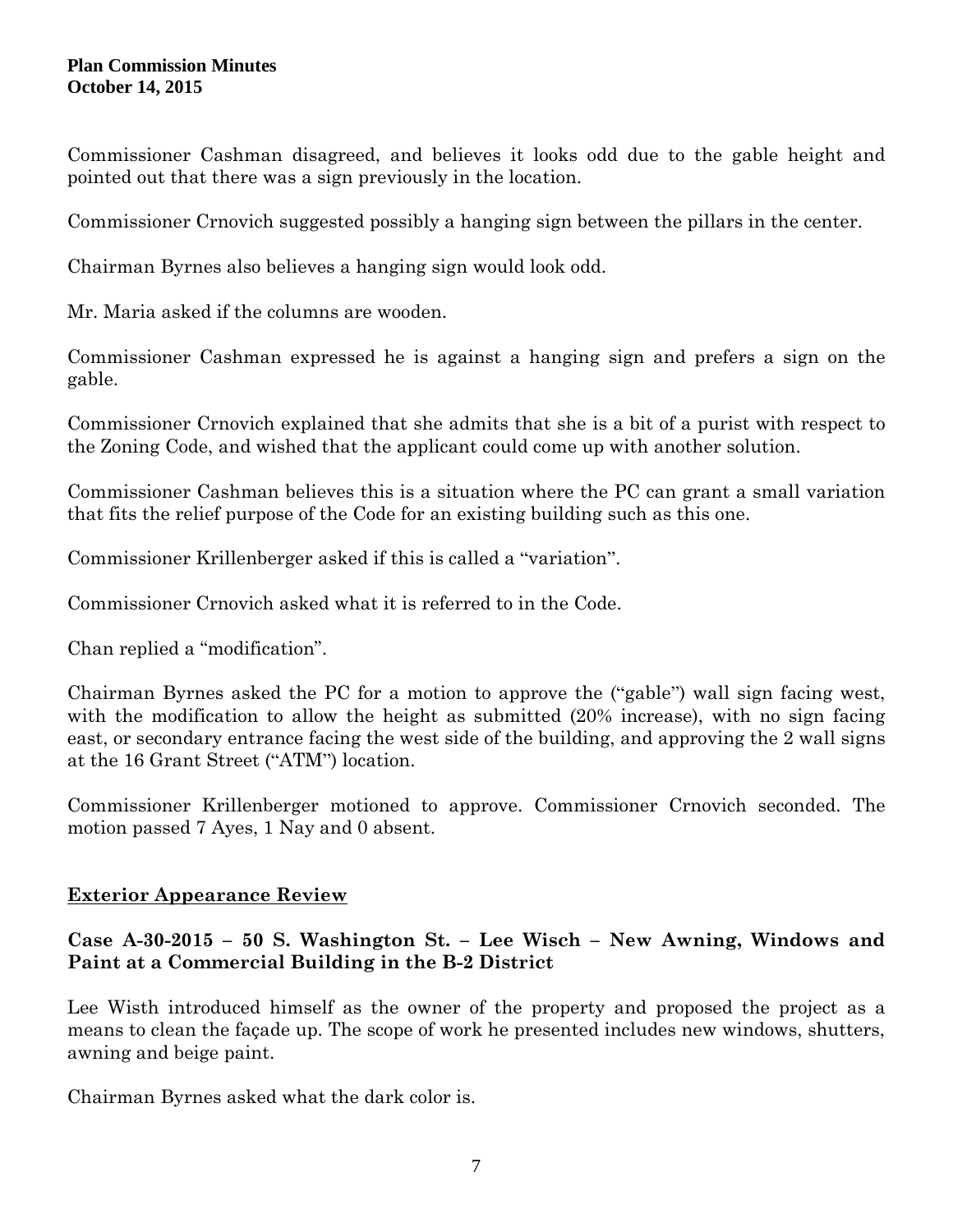Commissioner Cashman disagreed, and believes it looks odd due to the gable height and pointed out that there was a sign previously in the location.

Commissioner Crnovich suggested possibly a hanging sign between the pillars in the center.

Chairman Byrnes also believes a hanging sign would look odd.

Mr. Maria asked if the columns are wooden.

Commissioner Cashman expressed he is against a hanging sign and prefers a sign on the gable.

Commissioner Crnovich explained that she admits that she is a bit of a purist with respect to the Zoning Code, and wished that the applicant could come up with another solution.

Commissioner Cashman believes this is a situation where the PC can grant a small variation that fits the relief purpose of the Code for an existing building such as this one.

Commissioner Krillenberger asked if this is called a "variation".

Commissioner Crnovich asked what it is referred to in the Code.

Chan replied a "modification".

Chairman Byrnes asked the PC for a motion to approve the ("gable") wall sign facing west, with the modification to allow the height as submitted (20% increase), with no sign facing east, or secondary entrance facing the west side of the building, and approving the 2 wall signs at the 16 Grant Street ("ATM") location.

Commissioner Krillenberger motioned to approve. Commissioner Crnovich seconded. The motion passed 7 Ayes, 1 Nay and 0 absent.

## Exterior Appearance Review

### Case A-30-2015 – 50 S. Washington St. – Lee Wisch – New Awning, Windows and Paint at a Commercial Building in the B-2 District

Lee Wisth introduced himself as the owner of the property and proposed the project as a means to clean the façade up. The scope of work he presented includes new windows, shutters, awning and beige paint.

Chairman Byrnes asked what the dark color is.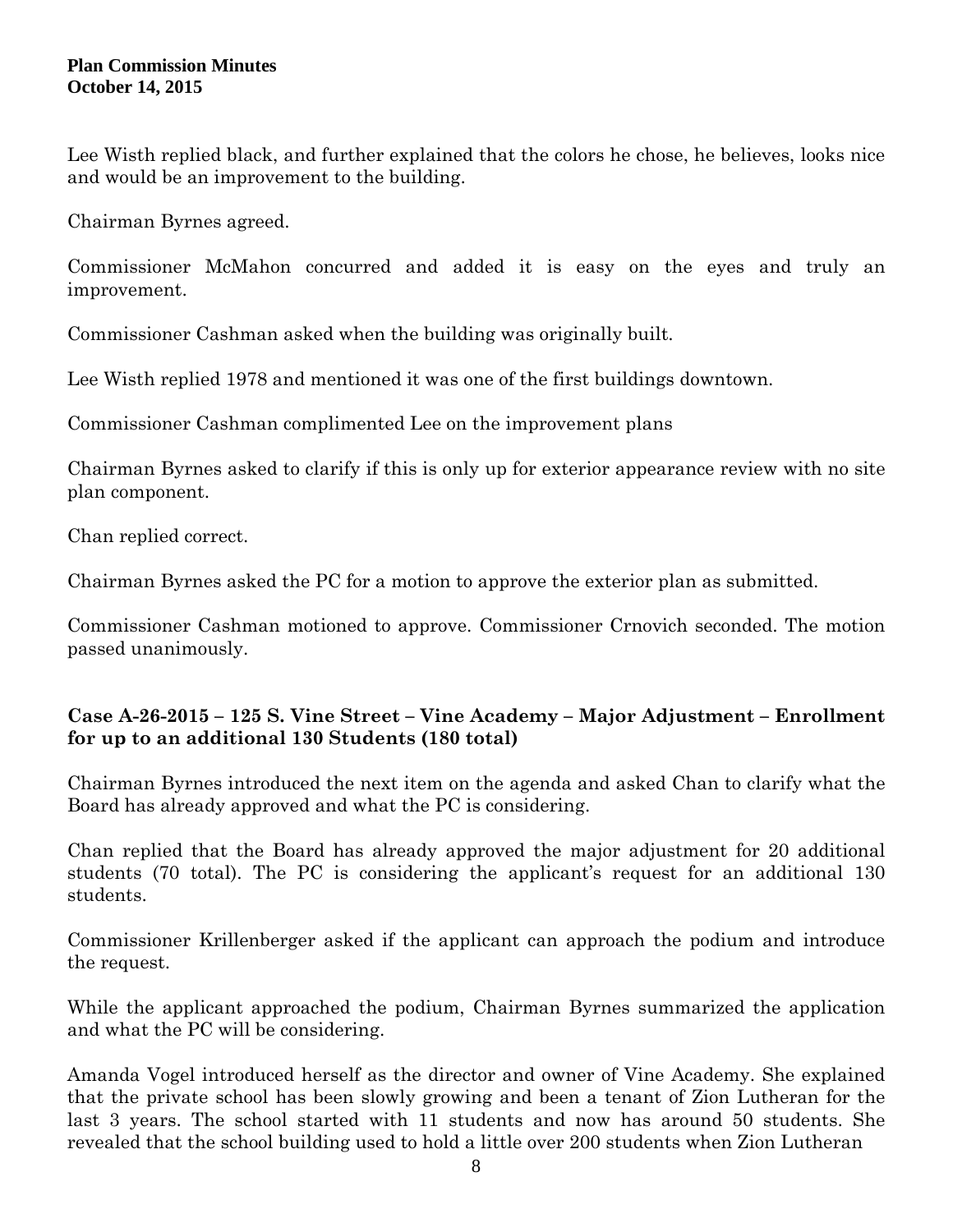Lee Wisth replied black, and further explained that the colors he chose, he believes, looks nice and would be an improvement to the building.

Chairman Byrnes agreed.

Commissioner McMahon concurred and added it is easy on the eyes and truly an improvement.

Commissioner Cashman asked when the building was originally built.

Lee Wisth replied 1978 and mentioned it was one of the first buildings downtown.

Commissioner Cashman complimented Lee on the improvement plans

Chairman Byrnes asked to clarify if this is only up for exterior appearance review with no site plan component.

Chan replied correct.

Chairman Byrnes asked the PC for a motion to approve the exterior plan as submitted.

Commissioner Cashman motioned to approve. Commissioner Crnovich seconded. The motion passed unanimously.

**Case A-26-2015 – 125 S. Vine Street – Vine Academy – Major Adjustment – Enrollment for up to an additional 130 Students (180 total)**

Chairman Byrnes introduced the next item on the agenda and asked Chan to clarify what the Board has already approved and what the PC is considering.

Chan replied that the Board has already approved the major adjustment for 20 additional students (70 total). The PC is considering the applicant's request for an additional 130 students.

Commissioner Krillenberger asked if the applicant can approach the podium and introduce the request.

While the applicant approached the podium, Chairman Byrnes summarized the application and what the PC will be considering.

Amanda Vogel introduced herself as the director and owner of Vine Academy. She explained that the private school has been slowly growing and been a tenant of Zion Lutheran for the last 3 years. The school started with 11 students and now has around 50 students. She revealed that the school building used to hold a little over 200 students when Zion Lutheran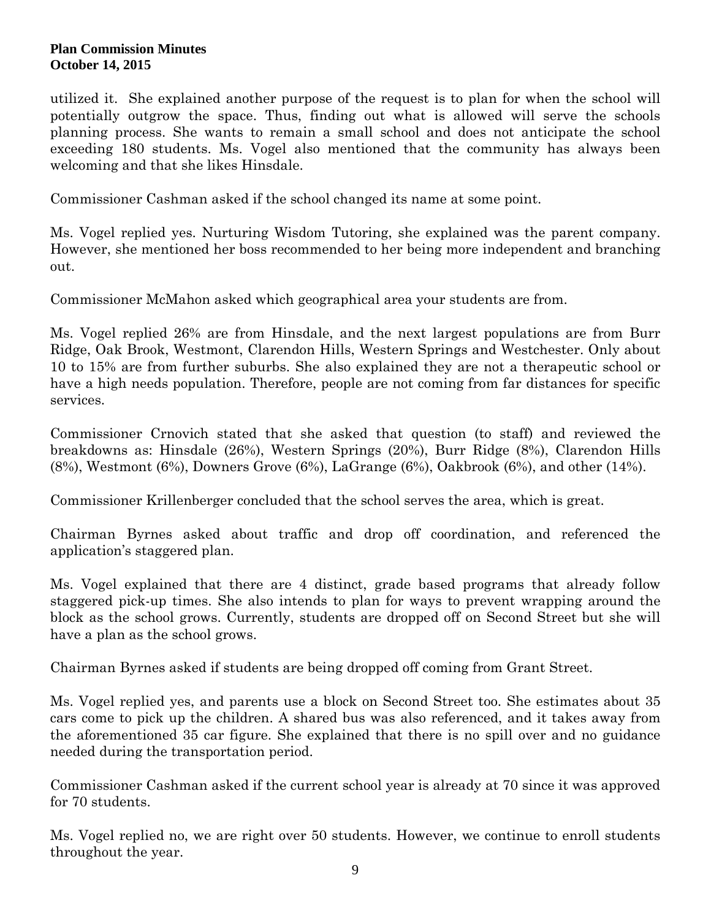utilized it. She explained another purpose of the request is to plan for when the school will potentially outgrow the space. Thus, finding out what is allowed will serve the schools planning process. She wants to remain a small school and does not anticipate the school exceeding 180 students. Ms. Vogel also mentioned that the community has always been welcoming and that she likes Hinsdale.

Commissioner Cashman asked if the school changed its name at some point.

Ms. Vogel replied yes. Nurturing Wisdom Tutoring, she explained was the parent company. However, she mentioned her boss recommended to her being more independent and branching out.

Commissioner McMahon asked which geographical area your students are from.

Ms. Vogel replied 26% are from Hinsdale, and the next largest populations are from Burr Ridge, Oak Brook, Westmont, Clarendon Hills, Western Springs and Westchester. Only about 10 to 15% are from further suburbs. She also explained they are not a therapeutic school or have a high needs population. Therefore, people are not coming from far distances for specific services.

Commissioner Crnovich stated that she asked that question (to staff) and reviewed the breakdowns as: Hinsdale (26%), Western Springs (20%), Burr Ridge (8%), Clarendon Hills (8%), Westmont (6%), Downers Grove (6%), LaGrange (6%), Oakbrook (6%), and other (14%).

Commissioner Krillenberger concluded that the school serves the area, which is great.

Chairman Byrnes asked about traffic and drop off coordination, and referenced the application's staggered plan.

Ms. Vogel explained that there are 4 distinct, grade based programs that already follow staggered pick-up times. She also intends to plan for ways to prevent wrapping around the block as the school grows. Currently, students are dropped off on Second Street but she will have a plan as the school grows.

Chairman Byrnes asked if students are being dropped off coming from Grant Street.

Ms. Vogel replied yes, and parents use a block on Second Street too. She estimates about 35 cars come to pick up the children. A shared bus was also referenced, and it takes away from the aforementioned 35 car figure. She explained that there is no spill over and no guidance needed during the transportation period.

Commissioner Cashman asked if the current school year is already at 70 since it was approved for 70 students.

Ms. Vogel replied no, we are right over 50 students. However, we continue to enroll students throughout the year.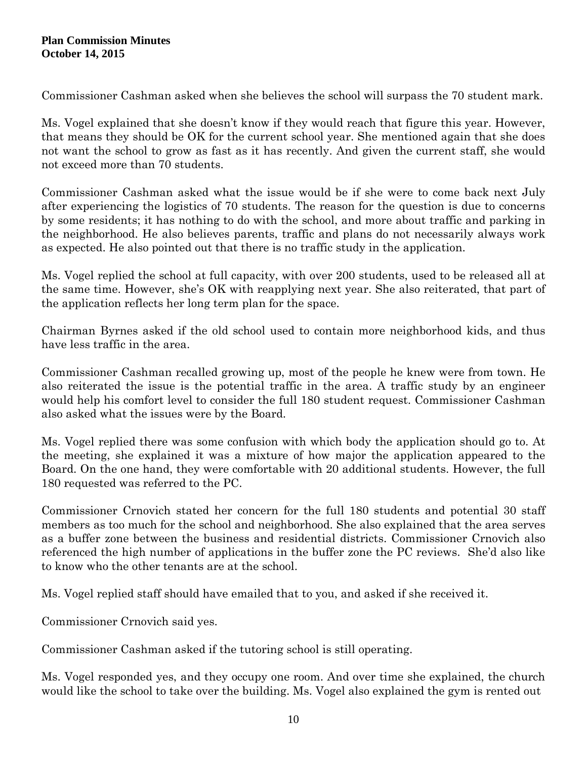Commissioner Cashman asked when she believes the school will surpass the 70 student mark.

Ms. Vogel explained that she doesn't know if they would reach that figure this year. However, that means they should be OK for the current school year. She mentioned again that she does not want the school to grow as fast as it has recently. And given the current staff, she would not exceed more than 70 students.

Commissioner Cashman asked what the issue would be if she were to come back next July after experiencing the logistics of 70 students. The reason for the question is due to concerns by some residents; it has nothing to do with the school, and more about traffic and parking in the neighborhood. He also believes parents, traffic and plans do not necessarily always work as expected. He also pointed out that there is no traffic study in the application.

Ms. Vogel replied the school at full capacity, with over 200 students, used to be released all at the same time. However, she's OK with reapplying next year. She also reiterated, that part of the application reflects her long term plan for the space.

Chairman Byrnes asked if the old school used to contain more neighborhood kids, and thus have less traffic in the area.

Commissioner Cashman recalled growing up, most of the people he knew were from town. He also reiterated the issue is the potential traffic in the area. A traffic study by an engineer would help his comfort level to consider the full 180 student request. Commissioner Cashman also asked what the issues were by the Board.

Ms. Vogel replied there was some confusion with which body the application should go to. At the meeting, she explained it was a mixture of how major the application appeared to the Board. On the one hand, they were comfortable with 20 additional students. However, the full 180 requested was referred to the PC.

Commissioner Crnovich stated her concern for the full 180 students and potential 30 staff members as too much for the school and neighborhood. She also explained that the area serves as a buffer zone between the business and residential districts. Commissioner Crnovich also referenced the high number of applications in the buffer zone the PC reviews. She'd also like to know who the other tenants are at the school.

Ms. Vogel replied staff should have emailed that to you, and asked if she received it.

Commissioner Crnovich said yes.

Commissioner Cashman asked if the tutoring school is still operating.

Ms. Vogel responded yes, and they occupy one room. And over time she explained, the church would like the school to take over the building. Ms. Vogel also explained the gym is rented out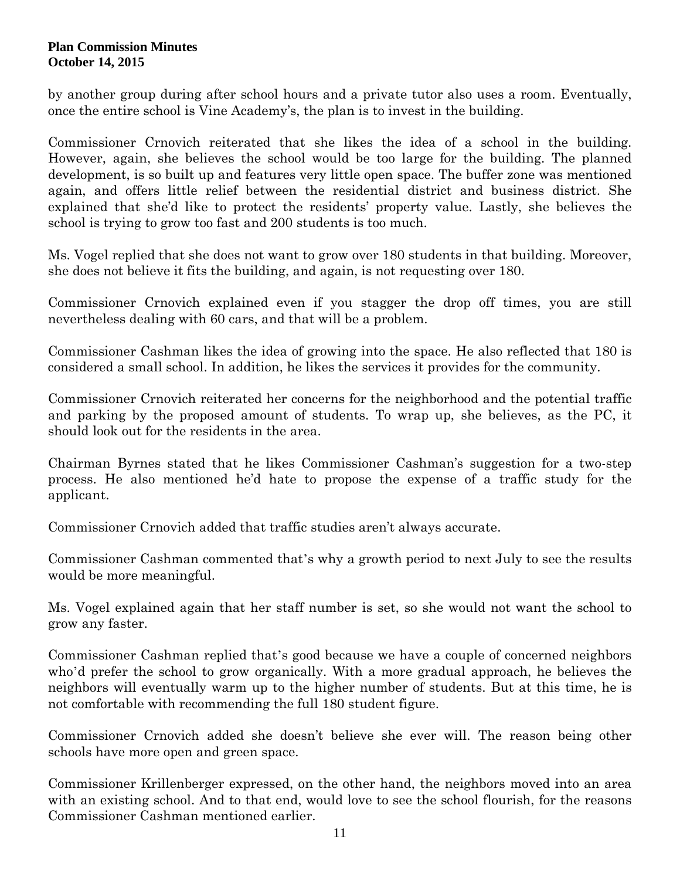by another group during after school hours and a private tutor also uses a room. Eventually, once the entire school is Vine Academy's, the plan is to invest in the building.

Commissioner Crnovich reiterated that she likes the idea of a school in the building. However, again, she believes the school would be too large for the building. The planned development, is so built up and features very little open space. The buffer zone was mentioned again, and offers little relief between the residential district and business district. She explained that she'd like to protect the residents' property value. Lastly, she believes the school is trying to grow too fast and 200 students is too much.

Ms. Vogel replied that she does not want to grow over 180 students in that building. Moreover, she does not believe it fits the building, and again, is not requesting over 180.

Commissioner Crnovich explained even if you stagger the drop off times, you are still nevertheless dealing with 60 cars, and that will be a problem.

Commissioner Cashman likes the idea of growing into the space. He also reflected that 180 is considered a small school. In addition, he likes the services it provides for the community.

Commissioner Crnovich reiterated her concerns for the neighborhood and the potential traffic and parking by the proposed amount of students. To wrap up, she believes, as the PC, it should look out for the residents in the area.

Chairman Byrnes stated that he likes Commissioner Cashman's suggestion for a two-step process. He also mentioned he'd hate to propose the expense of a traffic study for the applicant.

Commissioner Crnovich added that traffic studies aren't always accurate.

Commissioner Cashman commented that's why a growth period to next July to see the results would be more meaningful.

Ms. Vogel explained again that her staff number is set, so she would not want the school to grow any faster.

Commissioner Cashman replied that's good because we have a couple of concerned neighbors who'd prefer the school to grow organically. With a more gradual approach, he believes the neighbors will eventually warm up to the higher number of students. But at this time, he is not comfortable with recommending the full 180 student figure.

Commissioner Crnovich added she doesn't believe she ever will. The reason being other schools have more open and green space.

Commissioner Krillenberger expressed, on the other hand, the neighbors moved into an area with an existing school. And to that end, would love to see the school flourish, for the reasons Commissioner Cashman mentioned earlier.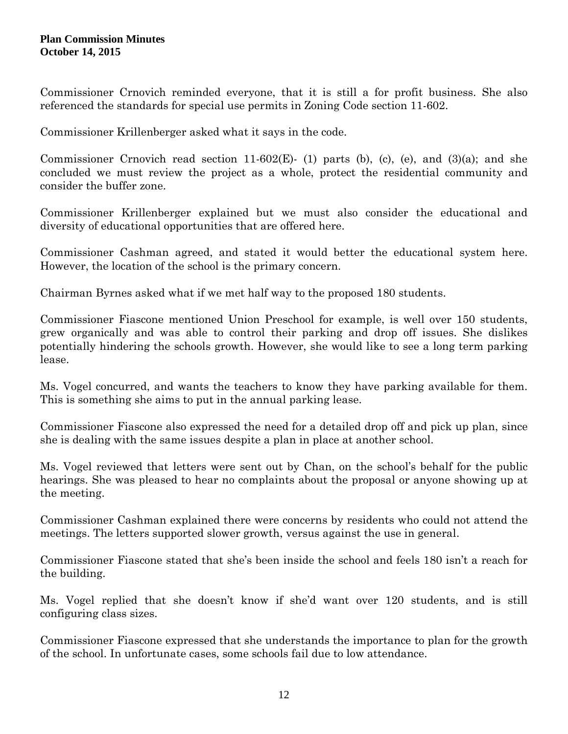Commissioner Crnovich reminded everyone, that it is still a for profit business. She also referenced the standards for special use permits in Zoning Code section 11-602.

Commissioner Krillenberger asked what it says in the code.

Commissioner Crnovich read section 11-602(E)- (1) parts (b), (c), (e), and (3)(a); and she concluded we must review the project as a whole, protect the residential community and consider the buffer zone.

Commissioner Krillenberger explained but we must also consider the educational and diversity of educational opportunities that are offered here.

Commissioner Cashman agreed, and stated it would better the educational system here. However, the location of the school is the primary concern.

Chairman Byrnes asked what if we met half way to the proposed 180 students.

Commissioner Fiascone mentioned Union Preschool for example, is well over 150 students, grew organically and was able to control their parking and drop off issues. She dislikes potentially hindering the schools growth. However, she would like to see a long term parking lease.

Ms. Vogel concurred, and wants the teachers to know they have parking available for them. This is something she aims to put in the annual parking lease.

Commissioner Fiascone also expressed the need for a detailed drop off and pick up plan, since she is dealing with the same issues despite a plan in place at another school.

Ms. Vogel reviewed that letters were sent out by Chan, on the school's behalf for the public hearings. She was pleased to hear no complaints about the proposal or anyone showing up at the meeting.

Commissioner Cashman explained there were concerns by residents who could not attend the meetings. The letters supported slower growth, versus against the use in general.

Commissioner Fiascone stated that she's been inside the school and feels 180 isn't a reach for the building.

Ms. Vogel replied that she doesn't know if she'd want over 120 students, and is still configuring class sizes.

Commissioner Fiascone expressed that she understands the importance to plan for the growth of the school. In unfortunate cases, some schools fail due to low attendance.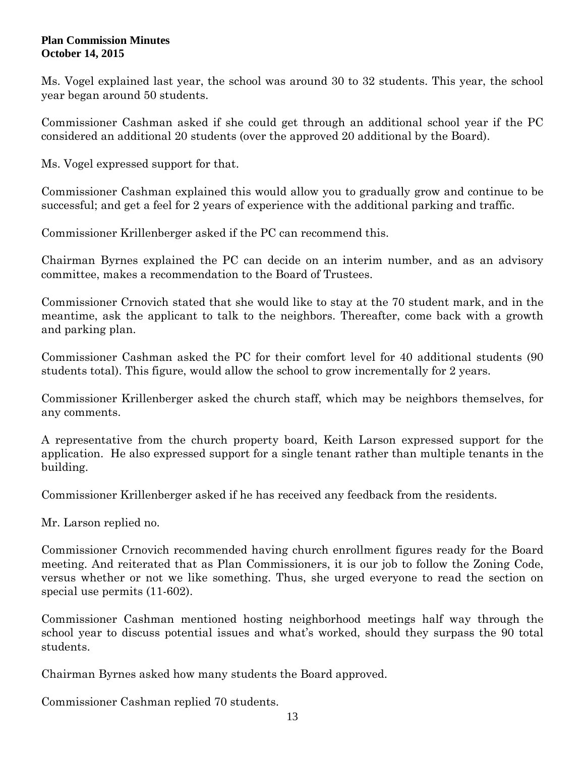Ms. Vogel explained last year, the school was around 30 to 32 students. This year, the school year began around 50 students.

Commissioner Cashman asked if she could get through an additional school year if the PC considered an additional 20 students (over the approved 20 additional by the Board).

Ms. Vogel expressed support for that.

Commissioner Cashman explained this would allow you to gradually grow and continue to be successful; and get a feel for 2 years of experience with the additional parking and traffic.

Commissioner Krillenberger asked if the PC can recommend this.

Chairman Byrnes explained the PC can decide on an interim number, and as an advisory committee, makes a recommendation to the Board of Trustees.

Commissioner Crnovich stated that she would like to stay at the 70 student mark, and in the meantime, ask the applicant to talk to the neighbors. Thereafter, come back with a growth and parking plan.

Commissioner Cashman asked the PC for their comfort level for 40 additional students (90 students total). This figure, would allow the school to grow incrementally for 2 years.

Commissioner Krillenberger asked the church staff, which may be neighbors themselves, for any comments.

A representative from the church property board, Keith Larson expressed support for the application. He also expressed support for a single tenant rather than multiple tenants in the building.

Commissioner Krillenberger asked if he has received any feedback from the residents.

Mr. Larson replied no.

Commissioner Crnovich recommended having church enrollment figures ready for the Board meeting. And reiterated that as Plan Commissioners, it is our job to follow the Zoning Code, versus whether or not we like something. Thus, she urged everyone to read the section on special use permits (11-602).

Commissioner Cashman mentioned hosting neighborhood meetings half way through the school year to discuss potential issues and what's worked, should they surpass the 90 total students.

Chairman Byrnes asked how many students the Board approved.

Commissioner Cashman replied 70 students.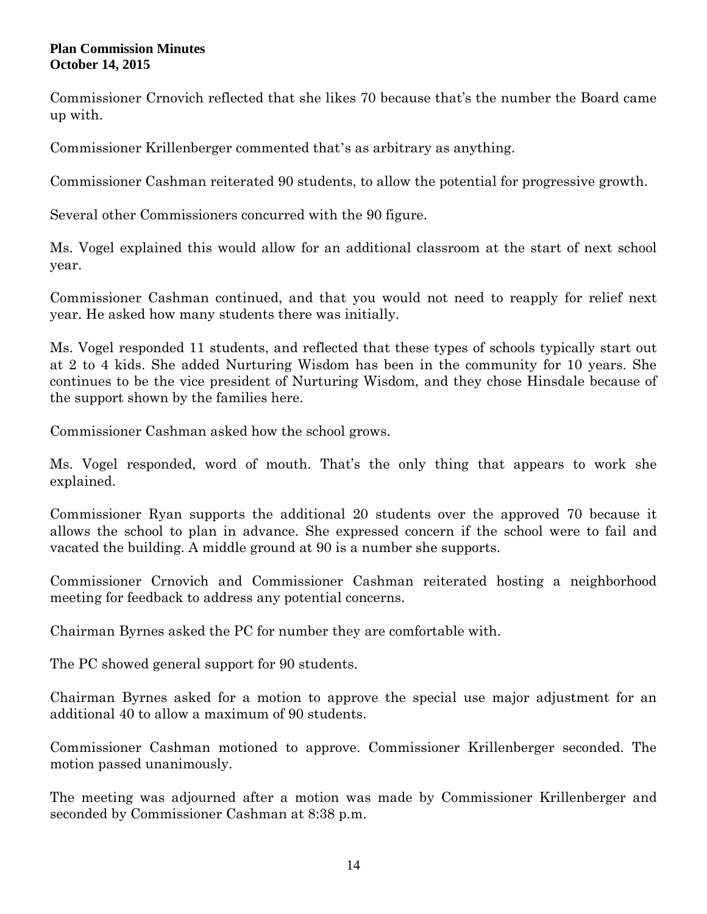Commissioner Crnovich reflected that she likes 70 because that's the number the Board came up with.

Commissioner Krillenberger commented that's as arbitrary as anything.

Commissioner Cashman reiterated 90 students, to allow the potential for progressive growth.

Several other Commissioners concurred with the 90 figure.

Ms. Vogel explained this would allow for an additional classroom at the start of next school year.

Commissioner Cashman continued, and that you would not need to reapply for relief next year. He asked how many students there was initially.

Ms. Vogel responded 11 students, and reflected that these types of schools typically start out at 2 to 4 kids. She added Nurturing Wisdom has been in the community for 10 years. She continues to be the vice president of Nurturing Wisdom, and they chose Hinsdale because of the support shown by the families here.

Commissioner Cashman asked how the school grows.

Ms. Vogel responded, word of mouth. That's the only thing that appears to work she explained.

Commissioner Ryan supports the additional 20 students over the approved 70 because it allows the school to plan in advance. She expressed concern if the school were to fail and vacated the building. A middle ground at 90 is a number she supports.

Commissioner Crnovich and Commissioner Cashman reiterated hosting a neighborhood meeting for feedback to address any potential concerns.

Chairman Byrnes asked the PC for number they are comfortable with.

The PC showed general support for 90 students.

Chairman Byrnes asked for a motion to approve the special use major adjustment for an additional 40 to allow a maximum of 90 students.

Commissioner Cashman motioned to approve. Commissioner Krillenberger seconded. The motion passed unanimously.

The meeting was adjourned after a motion was made by Commissioner Krillenberger and seconded by Commissioner Cashman at 8:38 p.m.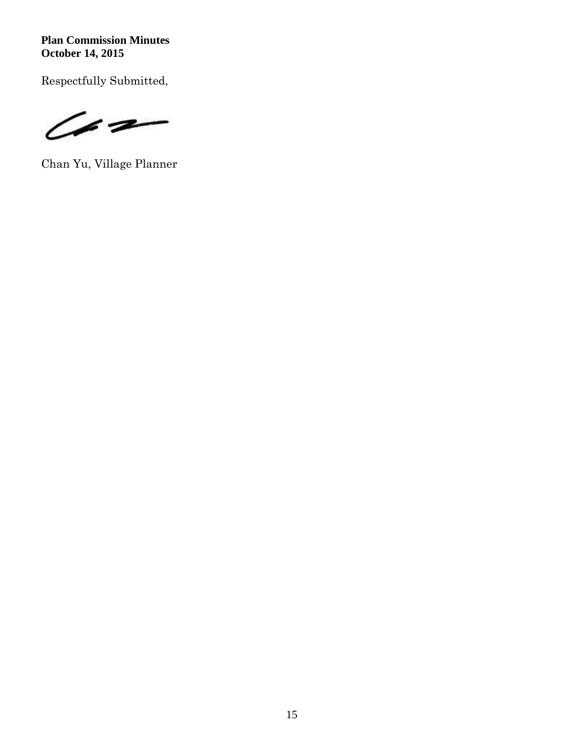Respectfully Submitted,

Chan Yu, Village Planner